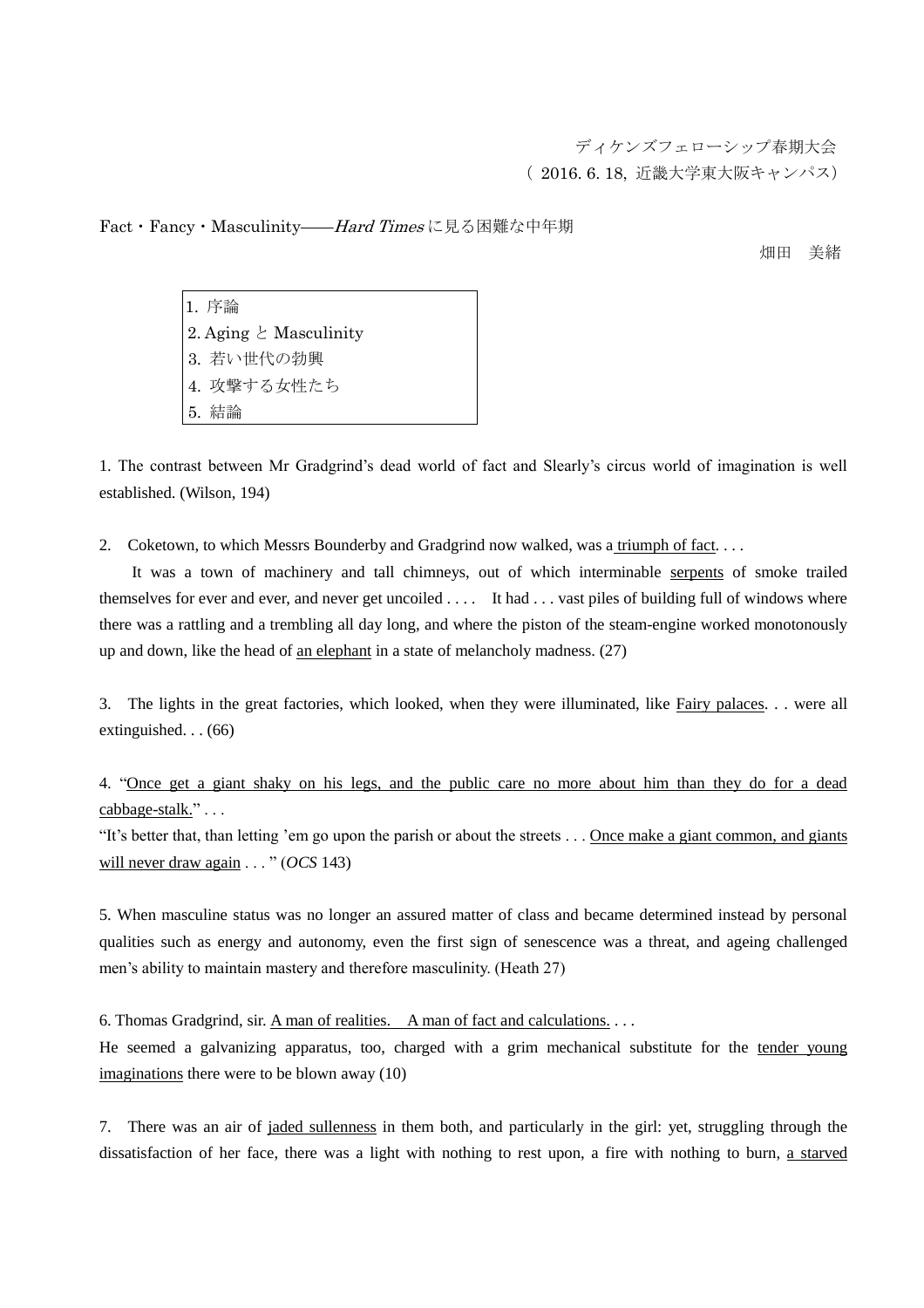ディケンズフェローシップ春期大会
（ 2016. 6. 18, 近畿大学東大阪キャンパス）

# Fact・Fancy・Masculinity——*Hard Times* に見る困難な中年期

畑田　美緒

1. 序論
2. Aging と Masculinity
3. 若い世代の勃興
4. 攻撃する女性たち
5. 結論

1. The contrast between Mr Gradgrind's dead world of fact and Slearly's circus world of imagination is well established. (Wilson, 194)

2. Coketown, to which Messrs Bounderby and Gradgrind now walked, was a <u>triumph of fact</u>. . . .

It was a town of machinery and tall chimneys, out of which interminable <u>serpents</u> of smoke trailed themselves for ever and ever, and never get uncoiled . . . . It had . . . vast piles of building full of windows where there was a rattling and a trembling all day long, and where the piston of the steam-engine worked monotonously up and down, like the head of <u>an elephant</u> in a state of melancholy madness. (27)

3. The lights in the great factories, which looked, when they were illuminated, like <u>Fairy palaces</u>. . . were all extinguished. . . (66)

4. "<u>Once get a giant shaky on his legs, and the public care no more about him than they do for a dead cabbage-stalk.</u>" . . .
"It's better that, than letting 'em go upon the parish or about the streets . . . <u>Once make a giant common, and giants will never draw again</u> . . . " (*OCS* 143)

5. When masculine status was no longer an assured matter of class and became determined instead by personal qualities such as energy and autonomy, even the first sign of senescence was a threat, and ageing challenged men's ability to maintain mastery and therefore masculinity. (Heath 27)

6. Thomas Gradgrind, sir. <u>A man of realities. A man of fact and calculations.</u> . . .
He seemed a galvanizing apparatus, too, charged with a grim mechanical substitute for the <u>tender young imaginations</u> there were to be blown away (10)

7. There was an air of <u>jaded sullenness</u> in them both, and particularly in the girl: yet, struggling through the dissatisfaction of her face, there was a light with nothing to rest upon, a fire with nothing to burn, <u>a starved</u>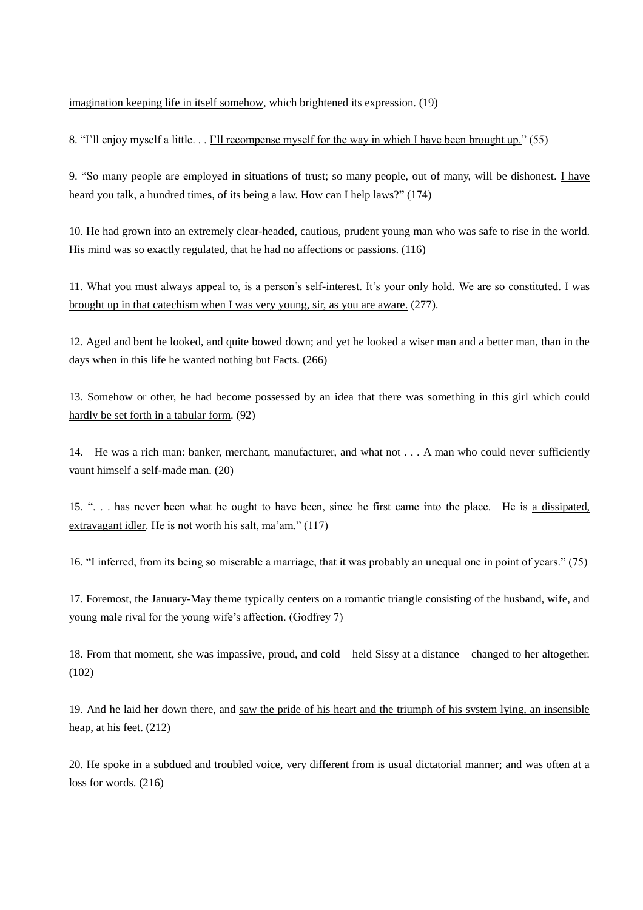<u>imagination keeping life in itself somehow</u>, which brightened its expression. (19)

8. "I'll enjoy myself a little. . . <u>I'll recompense myself for the way in which I have been brought up.</u>" (55)

9. "So many people are employed in situations of trust; so many people, out of many, will be dishonest. <u>I have heard you talk, a hundred times, of its being a law. How can I help laws?</u>" (174)

10. <u>He had grown into an extremely clear-headed, cautious, prudent young man who was safe to rise in the world.</u> His mind was so exactly regulated, that <u>he had no affections or passions</u>. (116)

11. <u>What you must always appeal to, is a person's self-interest.</u> It's your only hold. We are so constituted. <u>I was brought up in that catechism when I was very young, sir, as you are aware.</u> (277).

12. Aged and bent he looked, and quite bowed down; and yet he looked a wiser man and a better man, than in the days when in this life he wanted nothing but Facts. (266)

13. Somehow or other, he had become possessed by an idea that there was <u>something</u> in this girl <u>which could hardly be set forth in a tabular form</u>. (92)

14. He was a rich man: banker, merchant, manufacturer, and what not . . . <u>A man who could never sufficiently vaunt himself a self-made man</u>. (20)

15. ". . . has never been what he ought to have been, since he first came into the place. He is <u>a dissipated, extravagant idler</u>. He is not worth his salt, ma'am." (117)

16. "I inferred, from its being so miserable a marriage, that it was probably an unequal one in point of years." (75)

17. Foremost, the January-May theme typically centers on a romantic triangle consisting of the husband, wife, and young male rival for the young wife's affection. (Godfrey 7)

18. From that moment, she was <u>impassive, proud, and cold – held Sissy at a distance</u> – changed to her altogether. (102)

19. And he laid her down there, and <u>saw the pride of his heart and the triumph of his system lying, an insensible heap, at his feet</u>. (212)

20. He spoke in a subdued and troubled voice, very different from is usual dictatorial manner; and was often at a loss for words. (216)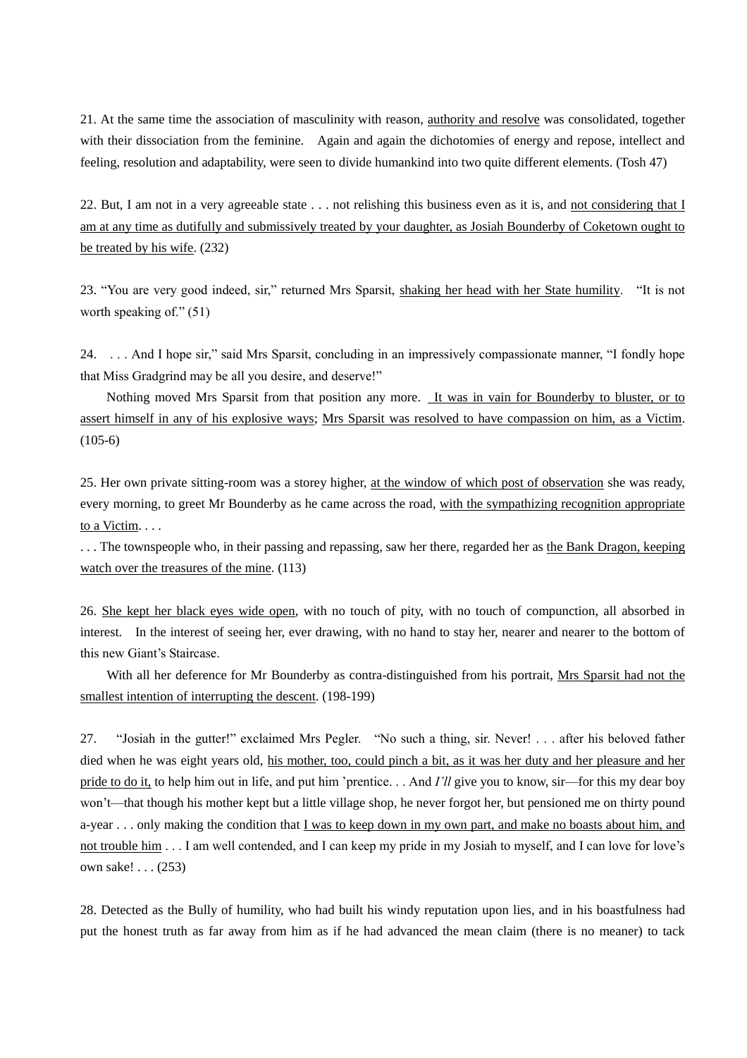21. At the same time the association of masculinity with reason, <u>authority and resolve</u> was consolidated, together with their dissociation from the feminine. Again and again the dichotomies of energy and repose, intellect and feeling, resolution and adaptability, were seen to divide humankind into two quite different elements. (Tosh 47)

22. But, I am not in a very agreeable state . . . not relishing this business even as it is, and <u>not considering that I am at any time as dutifully and submissively treated by your daughter, as Josiah Bounderby of Coketown ought to be treated by his wife</u>. (232)

23. "You are very good indeed, sir," returned Mrs Sparsit, <u>shaking her head with her State humility</u>. "It is not worth speaking of." (51)

24. . . . And I hope sir," said Mrs Sparsit, concluding in an impressively compassionate manner, "I fondly hope that Miss Gradgrind may be all you desire, and deserve!"

Nothing moved Mrs Sparsit from that position any more. <u>It was in vain for Bounderby to bluster, or to assert himself in any of his explosive ways</u>; <u>Mrs Sparsit was resolved to have compassion on him, as a Victim</u>. (105-6)

25. Her own private sitting-room was a storey higher, <u>at the window of which post of observation</u> she was ready, every morning, to greet Mr Bounderby as he came across the road, <u>with the sympathizing recognition appropriate to a Victim</u>. . . .

. . . The townspeople who, in their passing and repassing, saw her there, regarded her as <u>the Bank Dragon, keeping watch over the treasures of the mine</u>. (113)

26. <u>She kept her black eyes wide open</u>, with no touch of pity, with no touch of compunction, all absorbed in interest. In the interest of seeing her, ever drawing, with no hand to stay her, nearer and nearer to the bottom of this new Giant's Staircase.

With all her deference for Mr Bounderby as contra-distinguished from his portrait, <u>Mrs Sparsit had not the smallest intention of interrupting the descent</u>. (198-199)

27. "Josiah in the gutter!" exclaimed Mrs Pegler. "No such a thing, sir. Never! . . . after his beloved father died when he was eight years old, <u>his mother, too, could pinch a bit, as it was her duty and her pleasure and her pride to do it,</u> to help him out in life, and put him 'prentice. . . And *I'll* give you to know, sir—for this my dear boy won't—that though his mother kept but a little village shop, he never forgot her, but pensioned me on thirty pound a-year . . . only making the condition that <u>I was to keep down in my own part, and make no boasts about him, and not trouble him</u> . . . I am well contended, and I can keep my pride in my Josiah to myself, and I can love for love's own sake! . . . (253)

28. Detected as the Bully of humility, who had built his windy reputation upon lies, and in his boastfulness had put the honest truth as far away from him as if he had advanced the mean claim (there is no meaner) to tack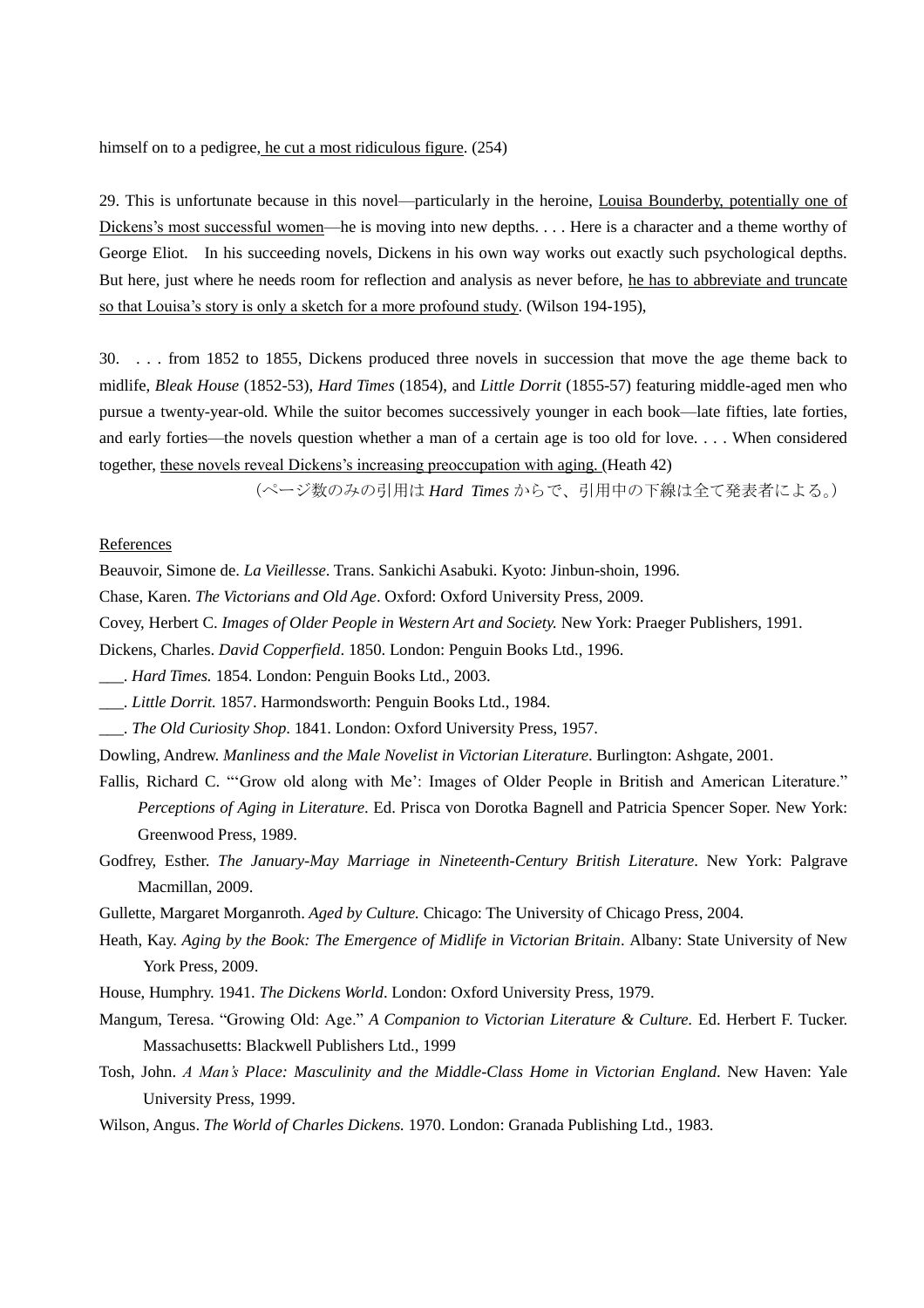himself on to a pedigree, <u>he cut a most ridiculous figure</u>. (254)

29. This is unfortunate because in this novel—particularly in the heroine, <u>Louisa Bounderby, potentially one of Dickens's most successful women</u>—he is moving into new depths. . . . Here is a character and a theme worthy of George Eliot. In his succeeding novels, Dickens in his own way works out exactly such psychological depths. But here, just where he needs room for reflection and analysis as never before, <u>he has to abbreviate and truncate so that Louisa's story is only a sketch for a more profound study</u>. (Wilson 194-195),

30. . . . from 1852 to 1855, Dickens produced three novels in succession that move the age theme back to midlife, *Bleak House* (1852-53), *Hard Times* (1854), and *Little Dorrit* (1855-57) featuring middle-aged men who pursue a twenty-year-old. While the suitor becomes successively younger in each book—late fifties, late forties, and early forties—the novels question whether a man of a certain age is too old for love. . . . When considered together, <u>these novels reveal Dickens's increasing preoccupation with aging.</u> (Heath 42)

（ページ数のみの引用は *Hard Times* からで、引用中の下線は全て発表者による。）

<u>References</u>

Beauvoir, Simone de. *La Vieillesse*. Trans. Sankichi Asabuki. Kyoto: Jinbun-shoin, 1996.

Chase, Karen. *The Victorians and Old Age*. Oxford: Oxford University Press, 2009.

Covey, Herbert C. *Images of Older People in Western Art and Society.* New York: Praeger Publishers, 1991.

Dickens, Charles. *David Copperfield*. 1850. London: Penguin Books Ltd., 1996.

___. *Hard Times.* 1854. London: Penguin Books Ltd., 2003.

___. *Little Dorrit.* 1857. Harmondsworth: Penguin Books Ltd., 1984.

___. *The Old Curiosity Shop*. 1841. London: Oxford University Press, 1957.

Dowling, Andrew. *Manliness and the Male Novelist in Victorian Literature*. Burlington: Ashgate, 2001.

Fallis, Richard C. "'Grow old along with Me': Images of Older People in British and American Literature." *Perceptions of Aging in Literature*. Ed. Prisca von Dorotka Bagnell and Patricia Spencer Soper. New York: Greenwood Press, 1989.

Godfrey, Esther. *The January-May Marriage in Nineteenth-Century British Literature*. New York: Palgrave Macmillan, 2009.

Gullette, Margaret Morganroth. *Aged by Culture.* Chicago: The University of Chicago Press, 2004.

Heath, Kay. *Aging by the Book: The Emergence of Midlife in Victorian Britain*. Albany: State University of New York Press, 2009.

House, Humphry. 1941. *The Dickens World*. London: Oxford University Press, 1979.

Mangum, Teresa. "Growing Old: Age." *A Companion to Victorian Literature & Culture.* Ed. Herbert F. Tucker. Massachusetts: Blackwell Publishers Ltd., 1999

Tosh, John. *A Man's Place: Masculinity and the Middle-Class Home in Victorian England*. New Haven: Yale University Press, 1999.

Wilson, Angus. *The World of Charles Dickens.* 1970. London: Granada Publishing Ltd., 1983.